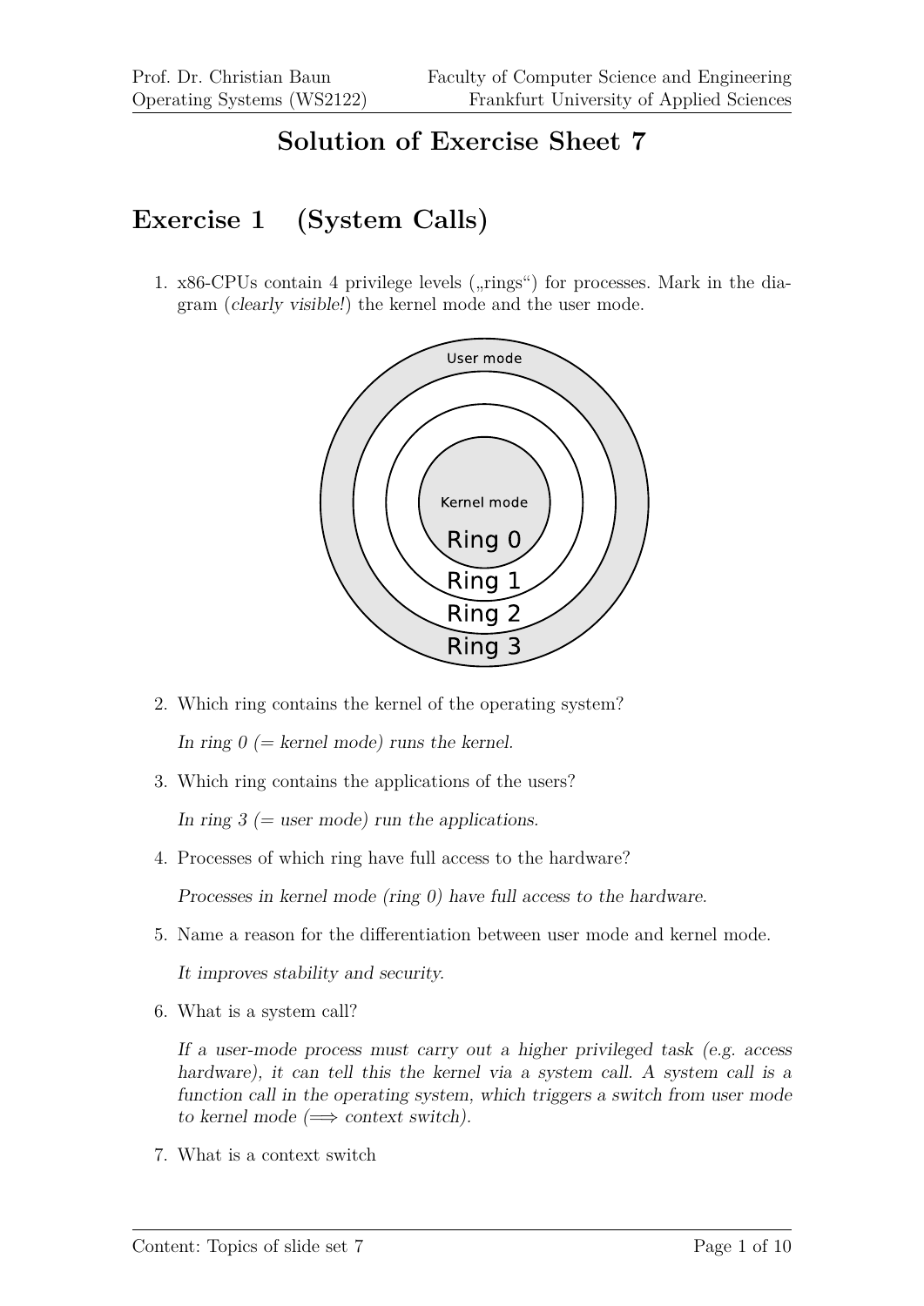# Solution of Exercise Sheet 7

## Exercise 1 (System Calls)

1. x86-CPUs contain 4 privilege levels („rings“) for processes. Mark in the diagram (*clearly visible!*) the kernel mode and the user mode.

   User mode

   Kernel mode

   Ring 0

   Ring 1

   Ring 2

   Ring 3

2. Which ring contains the kernel of the operating system?

   *In ring 0 (= kernel mode) runs the kernel.*

3. Which ring contains the applications of the users?

   *In ring 3 (= user mode) run the applications.*

4. Processes of which ring have full access to the hardware?

   *Processes in kernel mode (ring 0) have full access to the hardware.*

5. Name a reason for the differentiation between user mode and kernel mode.

   *It improves stability and security.*

6. What is a system call?

   *If a user-mode process must carry out a higher privileged task (e.g. access hardware), it can tell this the kernel via a system call. A system call is a function call in the operating system, which triggers a switch from user mode to kernel mode ($\Longrightarrow$ context switch).*

7. What is a context switch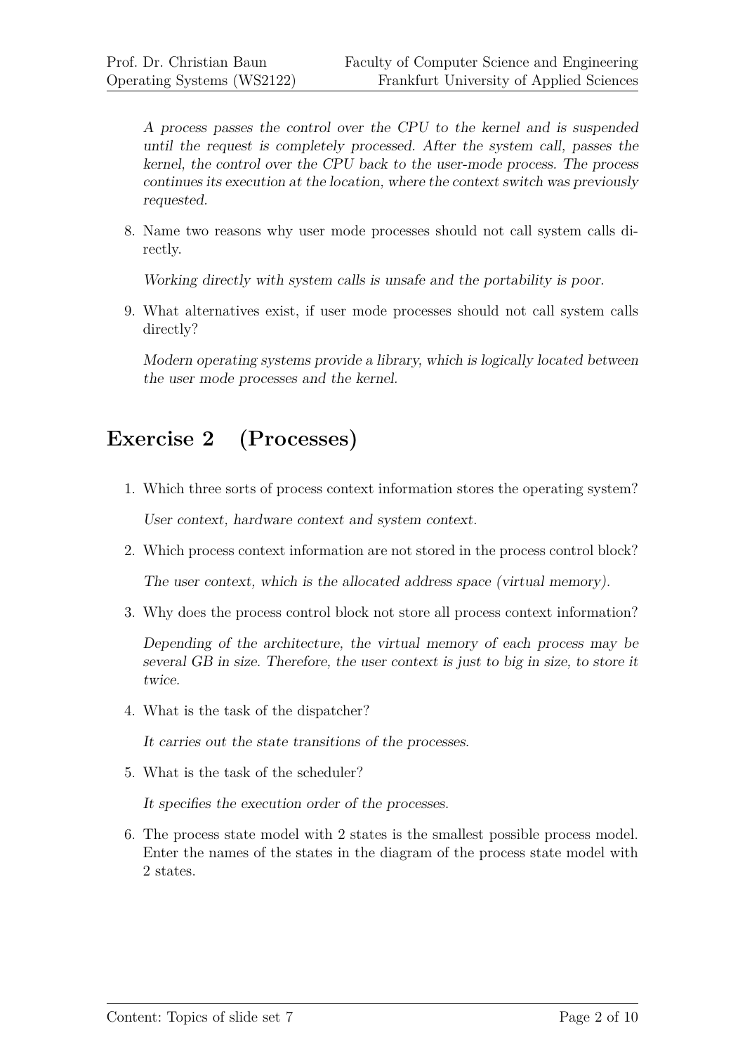*A process passes the control over the CPU to the kernel and is suspended until the request is completely processed. After the system call, passes the kernel, the control over the CPU back to the user-mode process. The process continues its execution at the location, where the context switch was previously requested.*

8. Name two reasons why user mode processes should not call system calls directly.

   *Working directly with system calls is unsafe and the portability is poor.*

9. What alternatives exist, if user mode processes should not call system calls directly?

   *Modern operating systems provide a library, which is logically located between the user mode processes and the kernel.*

## Exercise 2 (Processes)

1. Which three sorts of process context information stores the operating system?

   *User context, hardware context and system context.*

2. Which process context information are not stored in the process control block?

   *The user context, which is the allocated address space (virtual memory).*

3. Why does the process control block not store all process context information?

   *Depending of the architecture, the virtual memory of each process may be several GB in size. Therefore, the user context is just to big in size, to store it twice.*

4. What is the task of the dispatcher?

   *It carries out the state transitions of the processes.*

5. What is the task of the scheduler?

   *It specifies the execution order of the processes.*

6. The process state model with 2 states is the smallest possible process model. Enter the names of the states in the diagram of the process state model with 2 states.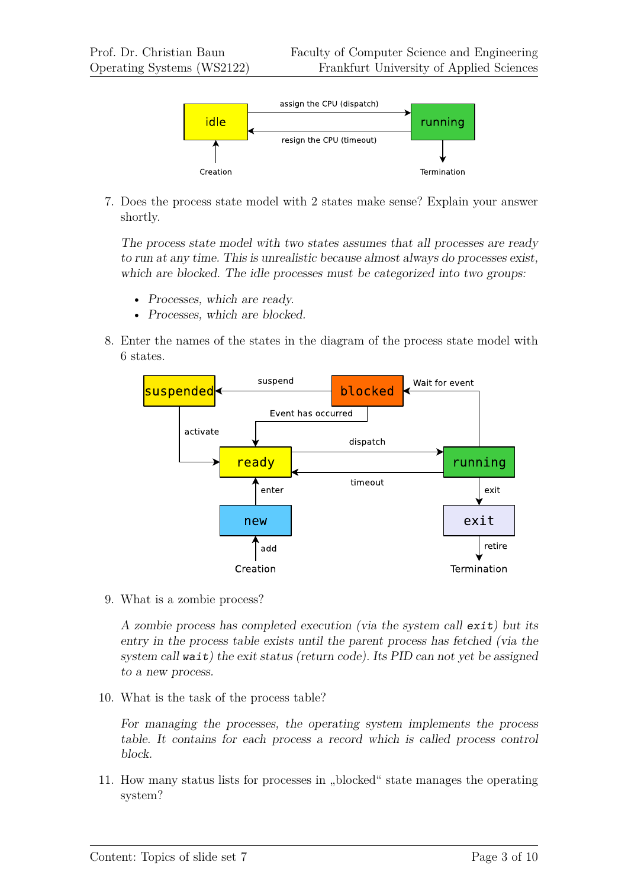7. Does the process state model with 2 states make sense? Explain your answer shortly.

   *The process state model with two states assumes that all processes are ready to run at any time. This is unrealistic because almost always do processes exist, which are blocked. The idle processes must be categorized into two groups:*

   - *Processes, which are ready.*
   - *Processes, which are blocked.*

8. Enter the names of the states in the diagram of the process state model with 6 states.

9. What is a zombie process?

   *A zombie process has completed execution (via the system call* `exit`*) but its entry in the process table exists until the parent process has fetched (via the system call* `wait`*) the exit status (return code). Its PID can not yet be assigned to a new process.*

10. What is the task of the process table?

    *For managing the processes, the operating system implements the process table. It contains for each process a record which is called process control block.*

11. How many status lists for processes in „blocked" state manages the operating system?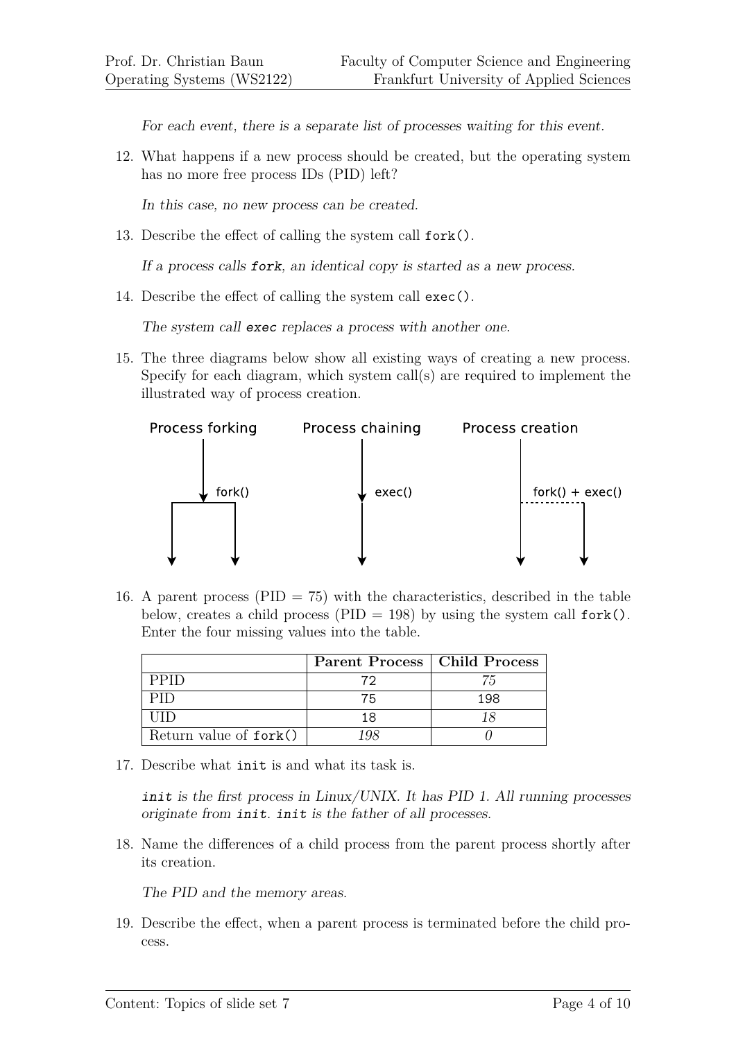*For each event, there is a separate list of processes waiting for this event.*

12. What happens if a new process should be created, but the operating system has no more free process IDs (PID) left?

    *In this case, no new process can be created.*

13. Describe the effect of calling the system call `fork()`.

    *If a process calls `fork`, an identical copy is started as a new process.*

14. Describe the effect of calling the system call `exec()`.

    *The system call `exec` replaces a process with another one.*

15. The three diagrams below show all existing ways of creating a new process. Specify for each diagram, which system call(s) are required to implement the illustrated way of process creation.

    Process forking: fork()

    Process chaining: exec()

    Process creation: fork() + exec()

16. A parent process (PID = 75) with the characteristics, described in the table below, creates a child process (PID = 198) by using the system call `fork()`. Enter the four missing values into the table.

| | Parent Process | Child Process |
|---|---|---|
| PPID | 72 | *75* |
| PID | 75 | 198 |
| UID | 18 | *18* |
| Return value of `fork()` | *198* | *0* |

17. Describe what `init` is and what its task is.

    *`init` is the first process in Linux/UNIX. It has PID 1. All running processes originate from `init`. `init` is the father of all processes.*

18. Name the differences of a child process from the parent process shortly after its creation.

    *The PID and the memory areas.*

19. Describe the effect, when a parent process is terminated before the child process.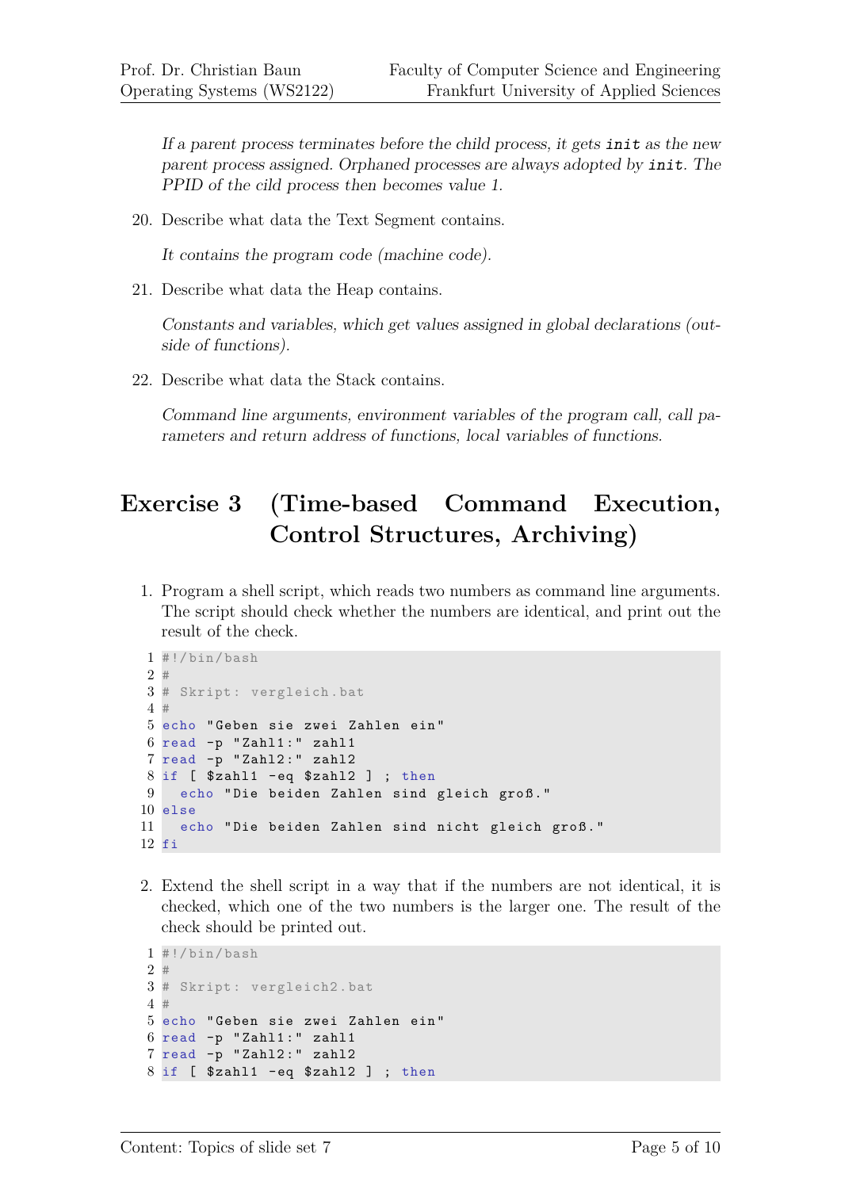*If a parent process terminates before the child process, it gets `init` as the new parent process assigned. Orphaned processes are always adopted by `init`. The PPID of the cild process then becomes value 1.*

20. Describe what data the Text Segment contains.

    *It contains the program code (machine code).*

21. Describe what data the Heap contains.

    *Constants and variables, which get values assigned in global declarations (outside of functions).*

22. Describe what data the Stack contains.

    *Command line arguments, environment variables of the program call, call parameters and return address of functions, local variables of functions.*

## Exercise 3 (Time-based Command Execution, Control Structures, Archiving)

1. Program a shell script, which reads two numbers as command line arguments. The script should check whether the numbers are identical, and print out the result of the check.

```
#!/bin/bash
#
# Skript: vergleich.bat
#
echo "Geben sie zwei Zahlen ein"
read -p "Zahl1:" zahl1
read -p "Zahl2:" zahl2
if [ $zahl1 -eq $zahl2 ] ; then
  echo "Die beiden Zahlen sind gleich groß."
else
  echo "Die beiden Zahlen sind nicht gleich groß."
fi
```

2. Extend the shell script in a way that if the numbers are not identical, it is checked, which one of the two numbers is the larger one. The result of the check should be printed out.

```
#!/bin/bash
#
# Skript: vergleich2.bat
#
echo "Geben sie zwei Zahlen ein"
read -p "Zahl1:" zahl1
read -p "Zahl2:" zahl2
if [ $zahl1 -eq $zahl2 ] ; then
```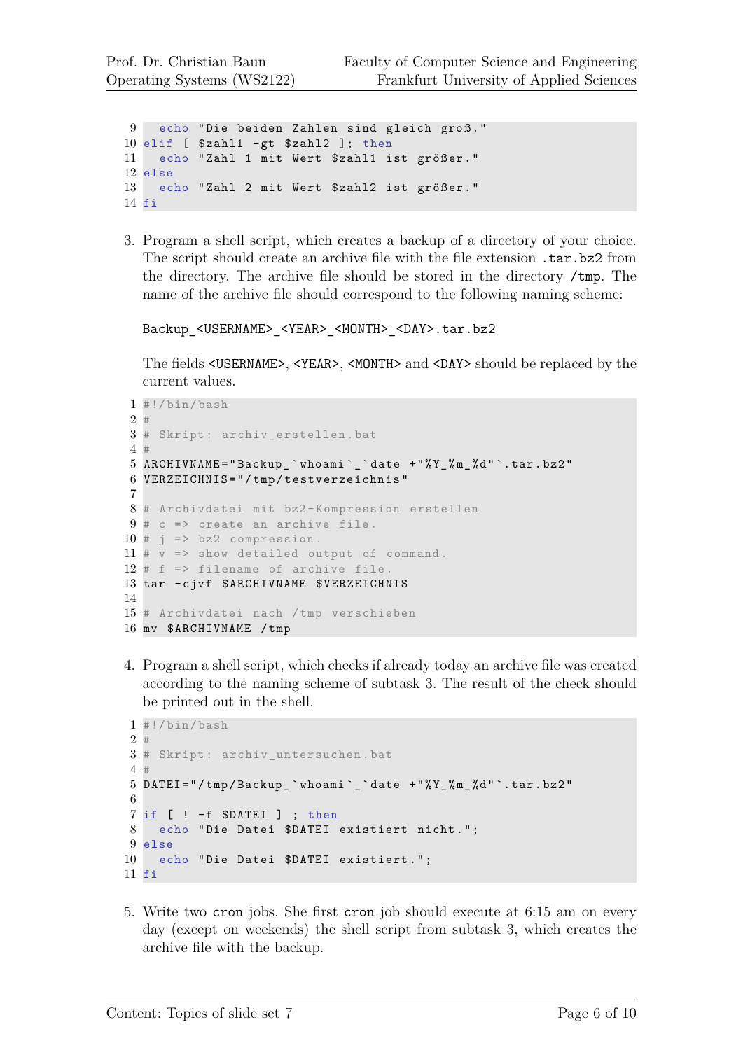```
 9   echo "Die beiden Zahlen sind gleich groß."
10 elif [ $zahl1 -gt $zahl2 ]; then
11   echo "Zahl 1 mit Wert $zahl1 ist größer."
12 else
13   echo "Zahl 2 mit Wert $zahl2 ist größer."
14 fi
```

3. Program a shell script, which creates a backup of a directory of your choice. The script should create an archive file with the file extension `.tar.bz2` from the directory. The archive file should be stored in the directory `/tmp`. The name of the archive file should correspond to the following naming scheme:

   `Backup_<USERNAME>_<YEAR>_<MONTH>_<DAY>.tar.bz2`

   The fields `<USERNAME>`, `<YEAR>`, `<MONTH>` and `<DAY>` should be replaced by the current values.

```
 1 #!/bin/bash
 2 #
 3 # Skript: archiv_erstellen.bat
 4 #
 5 ARCHIVNAME="Backup_`whoami`_`date +"%Y_%m_%d"`.tar.bz2"
 6 VERZEICHNIS="/tmp/testverzeichnis"
 7
 8 # Archivdatei mit bz2-Kompression erstellen
 9 # c => create an archive file.
10 # j => bz2 compression.
11 # v => show detailed output of command.
12 # f => filename of archive file.
13 tar -cjvf $ARCHIVNAME $VERZEICHNIS
14
15 # Archivdatei nach /tmp verschieben
16 mv $ARCHIVNAME /tmp
```

4. Program a shell script, which checks if already today an archive file was created according to the naming scheme of subtask 3. The result of the check should be printed out in the shell.

```
 1 #!/bin/bash
 2 #
 3 # Skript: archiv_untersuchen.bat
 4 #
 5 DATEI="/tmp/Backup_`whoami`_`date +"%Y_%m_%d"`.tar.bz2"
 6
 7 if [ ! -f $DATEI ] ; then
 8   echo "Die Datei $DATEI existiert nicht.";
 9 else
10   echo "Die Datei $DATEI existiert.";
11 fi
```

5. Write two `cron` jobs. She first `cron` job should execute at 6:15 am on every day (except on weekends) the shell script from subtask 3, which creates the archive file with the backup.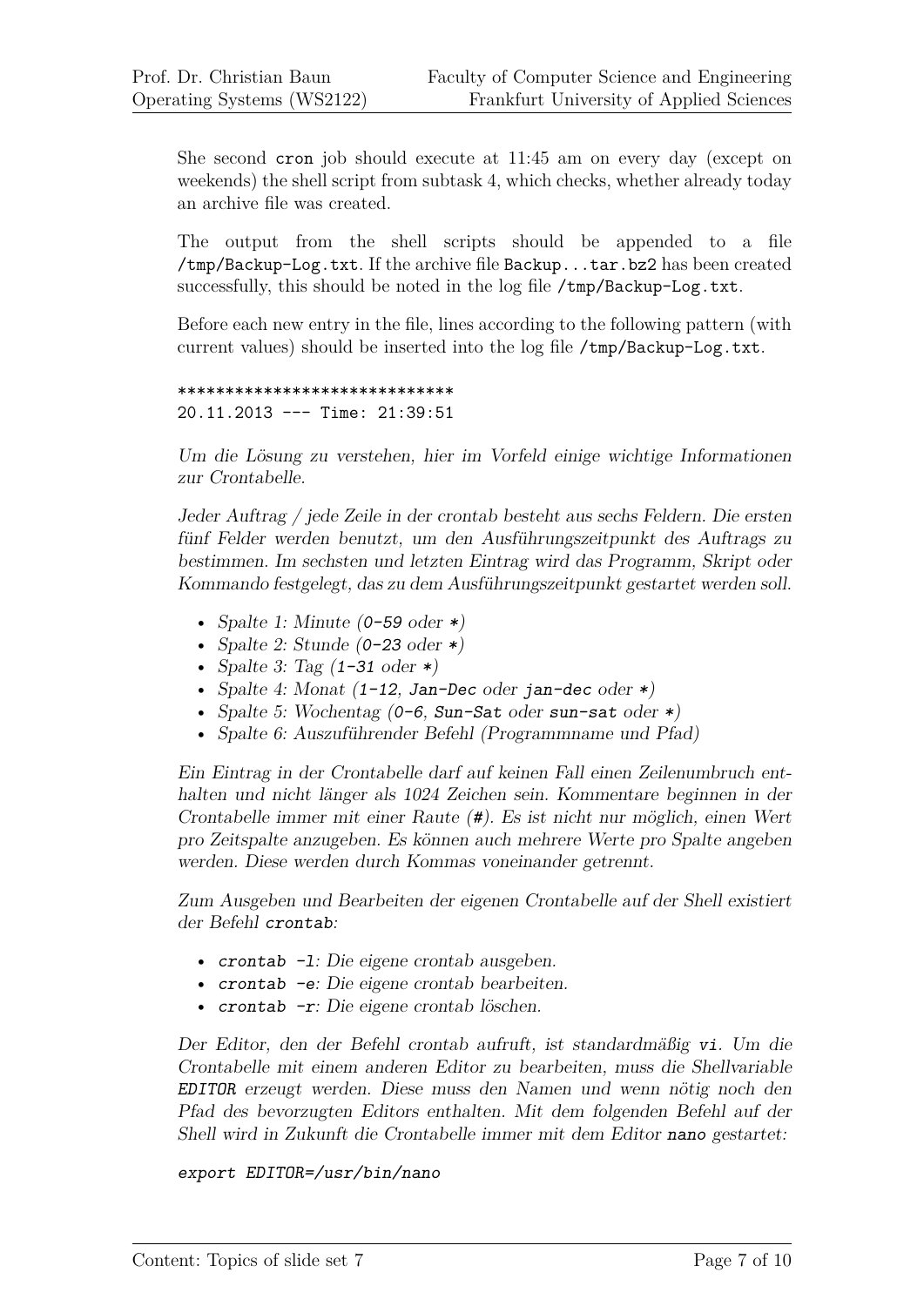She second cron job should execute at 11:45 am on every day (except on weekends) the shell script from subtask 4, which checks, whether already today an archive file was created.

The output from the shell scripts should be appended to a file `/tmp/Backup-Log.txt`. If the archive file `Backup...tar.bz2` has been created successfully, this should be noted in the log file `/tmp/Backup-Log.txt`.

Before each new entry in the file, lines according to the following pattern (with current values) should be inserted into the log file `/tmp/Backup-Log.txt`.

```
****************************
20.11.2013 --- Time: 21:39:51
```

*Um die Lösung zu verstehen, hier im Vorfeld einige wichtige Informationen zur Crontabelle.*

*Jeder Auftrag / jede Zeile in der crontab besteht aus sechs Feldern. Die ersten fünf Felder werden benutzt, um den Ausführungszeitpunkt des Auftrags zu bestimmen. Im sechsten und letzten Eintrag wird das Programm, Skript oder Kommando festgelegt, das zu dem Ausführungszeitpunkt gestartet werden soll.*

- *Spalte 1: Minute (`0-59` oder `*`)*
- *Spalte 2: Stunde (`0-23` oder `*`)*
- *Spalte 3: Tag (`1-31` oder `*`)*
- *Spalte 4: Monat (`1-12`, `Jan-Dec` oder `jan-dec` oder `*`)*
- *Spalte 5: Wochentag (`0-6`, `Sun-Sat` oder `sun-sat` oder `*`)*
- *Spalte 6: Auszuführender Befehl (Programmname und Pfad)*

*Ein Eintrag in der Crontabelle darf auf keinen Fall einen Zeilenumbruch enthalten und nicht länger als 1024 Zeichen sein. Kommentare beginnen in der Crontabelle immer mit einer Raute (`#`). Es ist nicht nur möglich, einen Wert pro Zeitspalte anzugeben. Es können auch mehrere Werte pro Spalte angeben werden. Diese werden durch Kommas voneinander getrennt.*

*Zum Ausgeben und Bearbeiten der eigenen Crontabelle auf der Shell existiert der Befehl `crontab`:*

- *`crontab -l`: Die eigene crontab ausgeben.*
- *`crontab -e`: Die eigene crontab bearbeiten.*
- *`crontab -r`: Die eigene crontab löschen.*

*Der Editor, den der Befehl crontab aufruft, ist standardmäßig `vi`. Um die Crontabelle mit einem anderen Editor zu bearbeiten, muss die Shellvariable `EDITOR` erzeugt werden. Diese muss den Namen und wenn nötig noch den Pfad des bevorzugten Editors enthalten. Mit dem folgenden Befehl auf der Shell wird in Zukunft die Crontabelle immer mit dem Editor `nano` gestartet:*

```
export EDITOR=/usr/bin/nano
```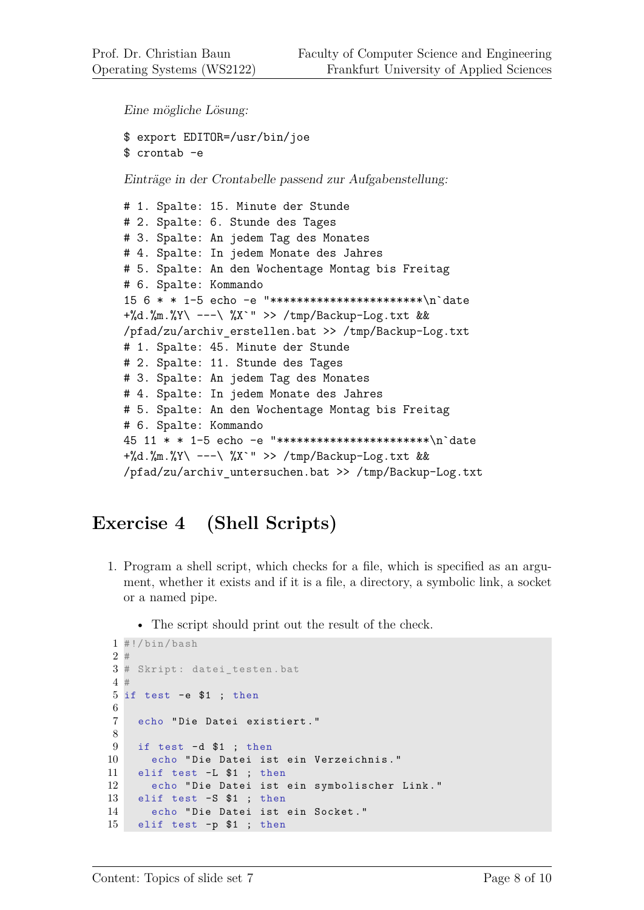*Eine mögliche Lösung:*

```
$ export EDITOR=/usr/bin/joe
$ crontab -e
```

*Einträge in der Crontabelle passend zur Aufgabenstellung:*

```
# 1. Spalte: 15. Minute der Stunde
# 2. Spalte: 6. Stunde des Tages
# 3. Spalte: An jedem Tag des Monates
# 4. Spalte: In jedem Monate des Jahres
# 5. Spalte: An den Wochentage Montag bis Freitag
# 6. Spalte: Kommando
15 6 * * 1-5 echo -e "***********************\n`date
+%d.%m.%Y\ ---\ %X`" >> /tmp/Backup-Log.txt &&
/pfad/zu/archiv_erstellen.bat >> /tmp/Backup-Log.txt
# 1. Spalte: 45. Minute der Stunde
# 2. Spalte: 11. Stunde des Tages
# 3. Spalte: An jedem Tag des Monates
# 4. Spalte: In jedem Monate des Jahres
# 5. Spalte: An den Wochentage Montag bis Freitag
# 6. Spalte: Kommando
45 11 * * 1-5 echo -e "***********************\n`date
+%d.%m.%Y\ ---\ %X`" >> /tmp/Backup-Log.txt &&
/pfad/zu/archiv_untersuchen.bat >> /tmp/Backup-Log.txt
```

## Exercise 4 (Shell Scripts)

1. Program a shell script, which checks for a file, which is specified as an argument, whether it exists and if it is a file, a directory, a symbolic link, a socket or a named pipe.

   - The script should print out the result of the check.

```
1  #!/bin/bash
2  #
3  # Skript: datei_testen.bat
4  #
5  if test -e $1 ; then
6
7    echo "Die Datei existiert."
8
9    if test -d $1 ; then
10     echo "Die Datei ist ein Verzeichnis."
11   elif test -L $1 ; then
12     echo "Die Datei ist ein symbolischer Link."
13   elif test -S $1 ; then
14     echo "Die Datei ist ein Socket."
15   elif test -p $1 ; then
```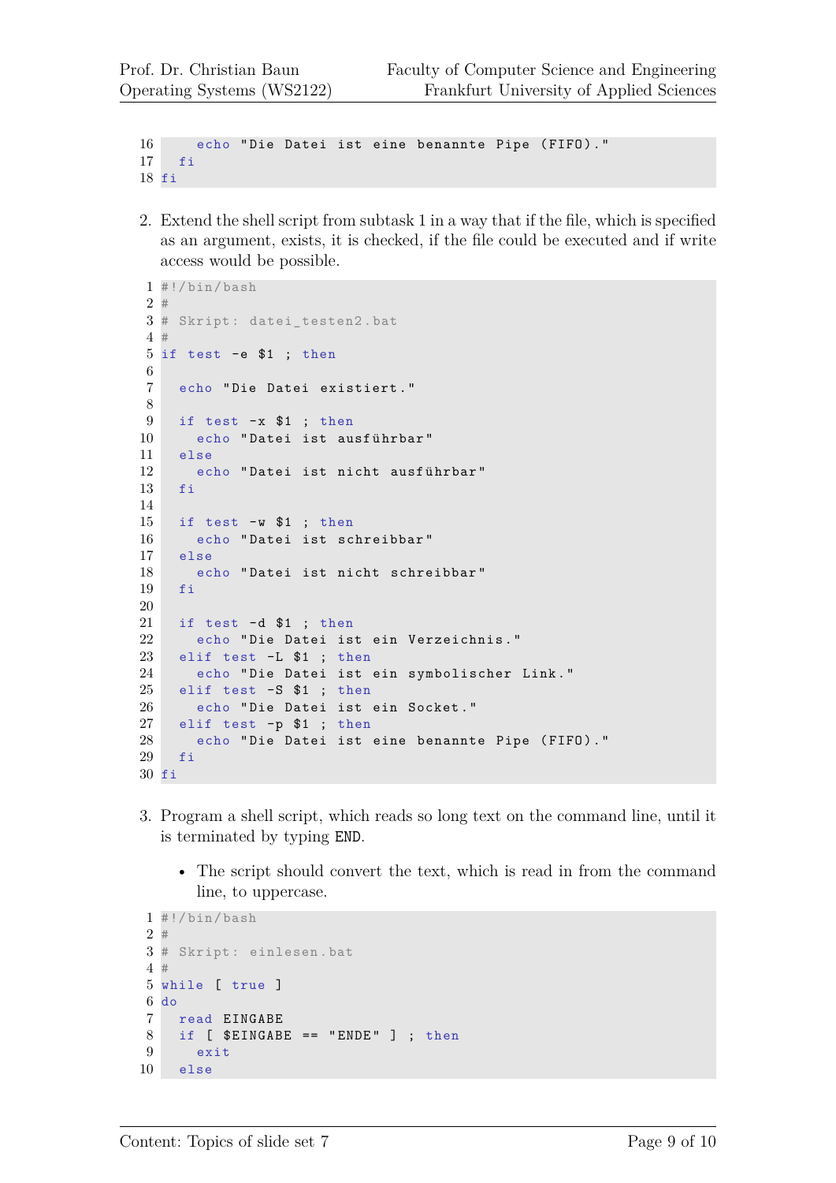```
    echo "Die Datei ist eine benannte Pipe (FIFO)."
  fi
fi
```

2. Extend the shell script from subtask 1 in a way that if the file, which is specified as an argument, exists, it is checked, if the file could be executed and if write access would be possible.

```
#!/bin/bash
#
# Skript: datei_testen2.bat
#
if test -e $1 ; then

  echo "Die Datei existiert."

  if test -x $1 ; then
    echo "Datei ist ausführbar"
  else
    echo "Datei ist nicht ausführbar"
  fi

  if test -w $1 ; then
    echo "Datei ist schreibbar"
  else
    echo "Datei ist nicht schreibbar"
  fi

  if test -d $1 ; then
    echo "Die Datei ist ein Verzeichnis."
  elif test -L $1 ; then
    echo "Die Datei ist ein symbolischer Link."
  elif test -S $1 ; then
    echo "Die Datei ist ein Socket."
  elif test -p $1 ; then
    echo "Die Datei ist eine benannte Pipe (FIFO)."
  fi
fi
```

3. Program a shell script, which reads so long text on the command line, until it is terminated by typing `END`.

   - The script should convert the text, which is read in from the command line, to uppercase.

```
#!/bin/bash
#
# Skript: einlesen.bat
#
while [ true ]
do
  read EINGABE
  if [ $EINGABE == "ENDE" ] ; then
    exit
  else
```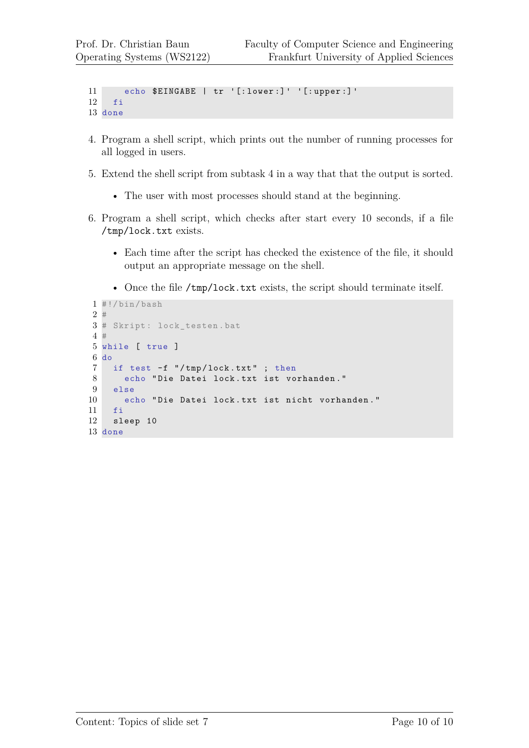```
11     echo $EINGABE | tr '[:lower:]' '[:upper:]'
12   fi
13 done
```

4. Program a shell script, which prints out the number of running processes for all logged in users.

5. Extend the shell script from subtask 4 in a way that that the output is sorted.

   - The user with most processes should stand at the beginning.

6. Program a shell script, which checks after start every 10 seconds, if a file `/tmp/lock.txt` exists.

   - Each time after the script has checked the existence of the file, it should output an appropriate message on the shell.

   - Once the file `/tmp/lock.txt` exists, the script should terminate itself.

```
1  #!/bin/bash
2  #
3  # Skript: lock_testen.bat
4  #
5  while [ true ]
6  do
7    if test -f "/tmp/lock.txt" ; then
8      echo "Die Datei lock.txt ist vorhanden."
9    else
10     echo "Die Datei lock.txt ist nicht vorhanden."
11   fi
12   sleep 10
13 done
```